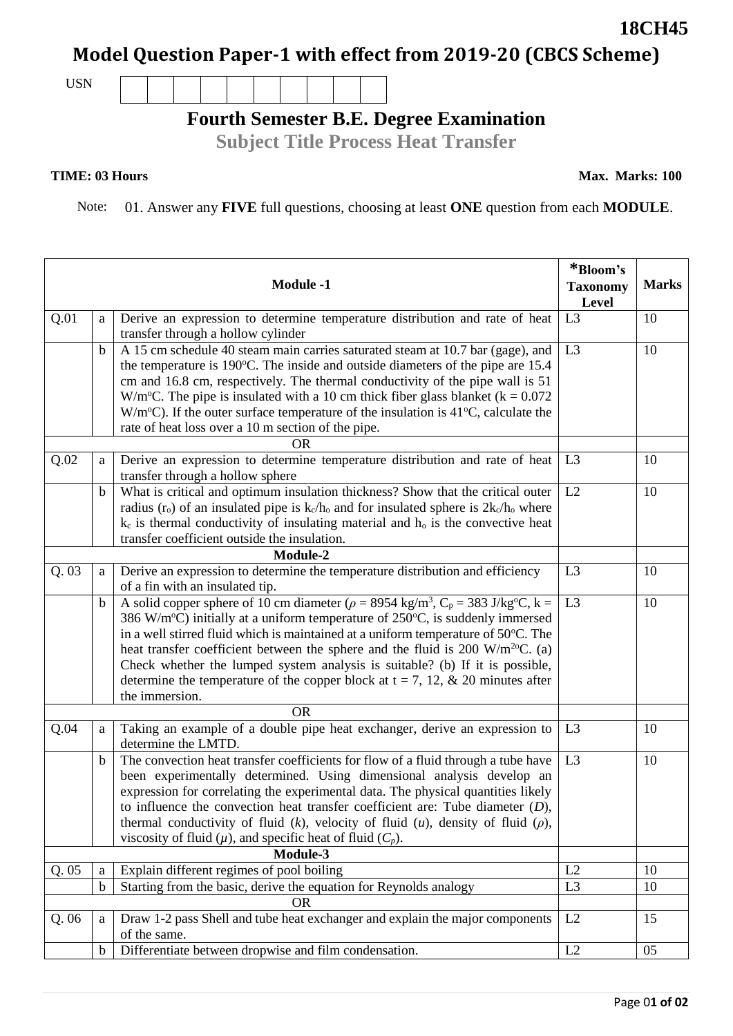**18CH45**

# Model Question Paper-1 with effect from 2019-20 (CBCS Scheme)

USN

## Fourth Semester B.E. Degree Examination

### Subject Title Process Heat Transfer

**TIME: 03 Hours** **Max. Marks: 100**

Note: 01. Answer any **FIVE** full questions, choosing at least **ONE** question from each **MODULE**.

| | | **Module -1** | ***Bloom's Taxonomy Level** | **Marks** |
|---|---|---|---|---|
| Q.01 | a | Derive an expression to determine temperature distribution and rate of heat transfer through a hollow cylinder | L3 | 10 |
| | b | A 15 cm schedule 40 steam main carries saturated steam at 10.7 bar (gage), and the temperature is 190°C. The inside and outside diameters of the pipe are 15.4 cm and 16.8 cm, respectively. The thermal conductivity of the pipe wall is 51 W/m°C. The pipe is insulated with a 10 cm thick fiber glass blanket (k = 0.072 W/m°C). If the outer surface temperature of the insulation is 41°C, calculate the rate of heat loss over a 10 m section of the pipe. | L3 | 10 |
| | | OR | | |
| Q.02 | a | Derive an expression to determine temperature distribution and rate of heat transfer through a hollow sphere | L3 | 10 |
| | b | What is critical and optimum insulation thickness? Show that the critical outer radius ($r_o$) of an insulated pipe is $k_c/h_o$ and for insulated sphere is $2k_c/h_o$ where $k_c$ is thermal conductivity of insulating material and $h_o$ is the convective heat transfer coefficient outside the insulation. | L2 | 10 |
| | | **Module-2** | | |
| Q. 03 | a | Derive an expression to determine the temperature distribution and efficiency of a fin with an insulated tip. | L3 | 10 |
| | b | A solid copper sphere of 10 cm diameter ($\rho$ = 8954 kg/m$^3$, $C_p$ = 383 J/kg°C, k = 386 W/m°C) initially at a uniform temperature of 250°C, is suddenly immersed in a well stirred fluid which is maintained at a uniform temperature of 50°C. The heat transfer coefficient between the sphere and the fluid is 200 W/m$^2$°C. (a) Check whether the lumped system analysis is suitable? (b) If it is possible, determine the temperature of the copper block at t = 7, 12, & 20 minutes after the immersion. | L3 | 10 |
| | | OR | | |
| Q.04 | a | Taking an example of a double pipe heat exchanger, derive an expression to determine the LMTD. | L3 | 10 |
| | b | The convection heat transfer coefficients for flow of a fluid through a tube have been experimentally determined. Using dimensional analysis develop an expression for correlating the experimental data. The physical quantities likely to influence the convection heat transfer coefficient are: Tube diameter ($D$), thermal conductivity of fluid ($k$), velocity of fluid ($u$), density of fluid ($\rho$), viscosity of fluid ($\mu$), and specific heat of fluid ($C_p$). | L3 | 10 |
| | | **Module-3** | | |
| Q. 05 | a | Explain different regimes of pool boiling | L2 | 10 |
| | b | Starting from the basic, derive the equation for Reynolds analogy | L3 | 10 |
| | | OR | | |
| Q. 06 | a | Draw 1-2 pass Shell and tube heat exchanger and explain the major components of the same. | L2 | 15 |
| | b | Differentiate between dropwise and film condensation. | L2 | 05 |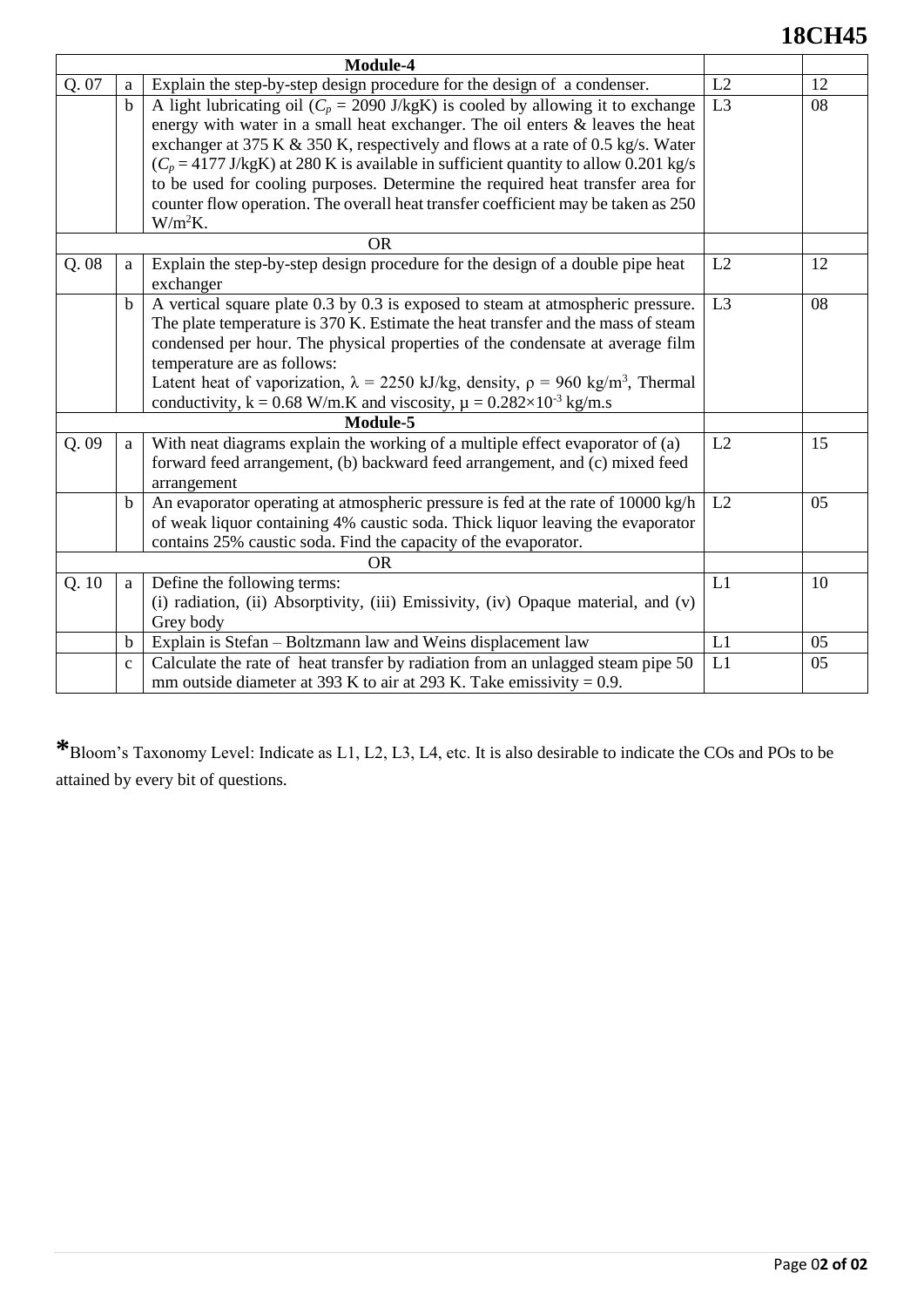| | | | | |
|---|---|---|---|---|
| **Module-4** | | | | |
| Q. 07 | a | Explain the step-by-step design procedure for the design of a condenser. | L2 | 12 |
| | b | A light lubricating oil ($C_p$ = 2090 J/kgK) is cooled by allowing it to exchange energy with water in a small heat exchanger. The oil enters & leaves the heat exchanger at 375 K & 350 K, respectively and flows at a rate of 0.5 kg/s. Water ($C_p$ = 4177 J/kgK) at 280 K is available in sufficient quantity to allow 0.201 kg/s to be used for cooling purposes. Determine the required heat transfer area for counter flow operation. The overall heat transfer coefficient may be taken as 250 $W/m^2K$. | L3 | 08 |
| OR | | | | |
| Q. 08 | a | Explain the step-by-step design procedure for the design of a double pipe heat exchanger | L2 | 12 |
| | b | A vertical square plate 0.3 by 0.3 is exposed to steam at atmospheric pressure. The plate temperature is 370 K. Estimate the heat transfer and the mass of steam condensed per hour. The physical properties of the condensate at average film temperature are as follows:<br>Latent heat of vaporization, $\lambda$ = 2250 kJ/kg, density, $\rho$ = 960 $kg/m^3$, Thermal conductivity, k = 0.68 W/m.K and viscosity, $\mu = 0.282\times10^{-3}$ kg/m.s | L3 | 08 |
| **Module-5** | | | | |
| Q. 09 | a | With neat diagrams explain the working of a multiple effect evaporator of (a) forward feed arrangement, (b) backward feed arrangement, and (c) mixed feed arrangement | L2 | 15 |
| | b | An evaporator operating at atmospheric pressure is fed at the rate of 10000 kg/h of weak liquor containing 4% caustic soda. Thick liquor leaving the evaporator contains 25% caustic soda. Find the capacity of the evaporator. | L2 | 05 |
| OR | | | | |
| Q. 10 | a | Define the following terms:<br>(i) radiation, (ii) Absorptivity, (iii) Emissivity, (iv) Opaque material, and (v) Grey body | L1 | 10 |
| | b | Explain is Stefan – Boltzmann law and Weins displacement law | L1 | 05 |
| | c | Calculate the rate of heat transfer by radiation from an unlagged steam pipe 50 mm outside diameter at 393 K to air at 293 K. Take emissivity = 0.9. | L1 | 05 |

*Bloom's Taxonomy Level: Indicate as L1, L2, L3, L4, etc. It is also desirable to indicate the COs and POs to be attained by every bit of questions.